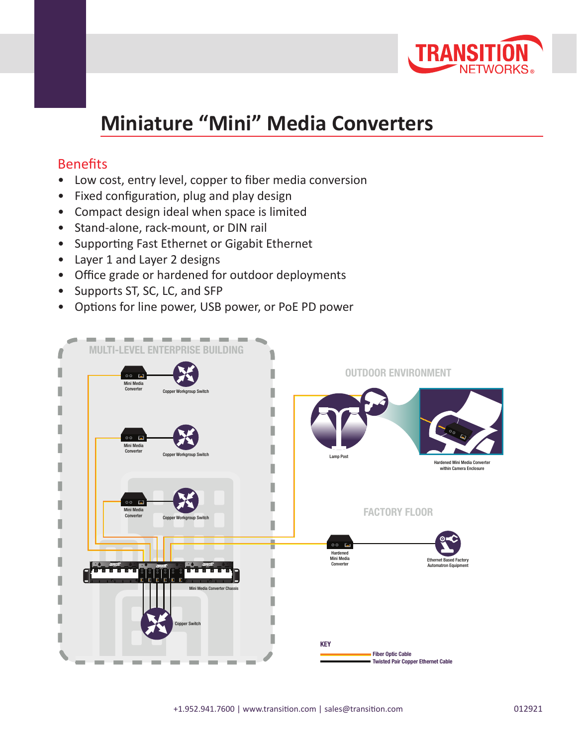# Miniature "Mini" Media Converters

## Benefits

- Low cost, entry level, copper to fiber media conversion
- Fixed configuration, plug and play design
- Compact design ideal when space is limited
- Stand-alone, rack-mount, or DIN rail
- Supporting Fast Ethernet or Gigabit Ethernet
- Layer 1 and Layer 2 designs
- Office grade or hardened for outdoor deployments
- Supports ST, SC, LC, and SFP
- Options for line power, USB power, or PoE PD power

MULTI-LEVEL ENTERPRISE BUILDING

Mini Media Converter

Copper Workgroup Switch

Mini Media Converter

Copper Workgroup Switch

Mini Media Converter

Copper Workgroup Switch

Mini Media Converter Chassis

Copper Switch

OUTDOOR ENVIRONMENT

Lamp Post

Hardened Mini Media Converter within Camera Enclosure

FACTORY FLOOR

Hardened Mini Media Converter

Ethernet Based Factory Automatron Equipment

KEY

Fiber Optic Cable

Twisted Pair Copper Ethernet Cable

+1.952.941.7600 | www.transition.com | sales@transition.com

012921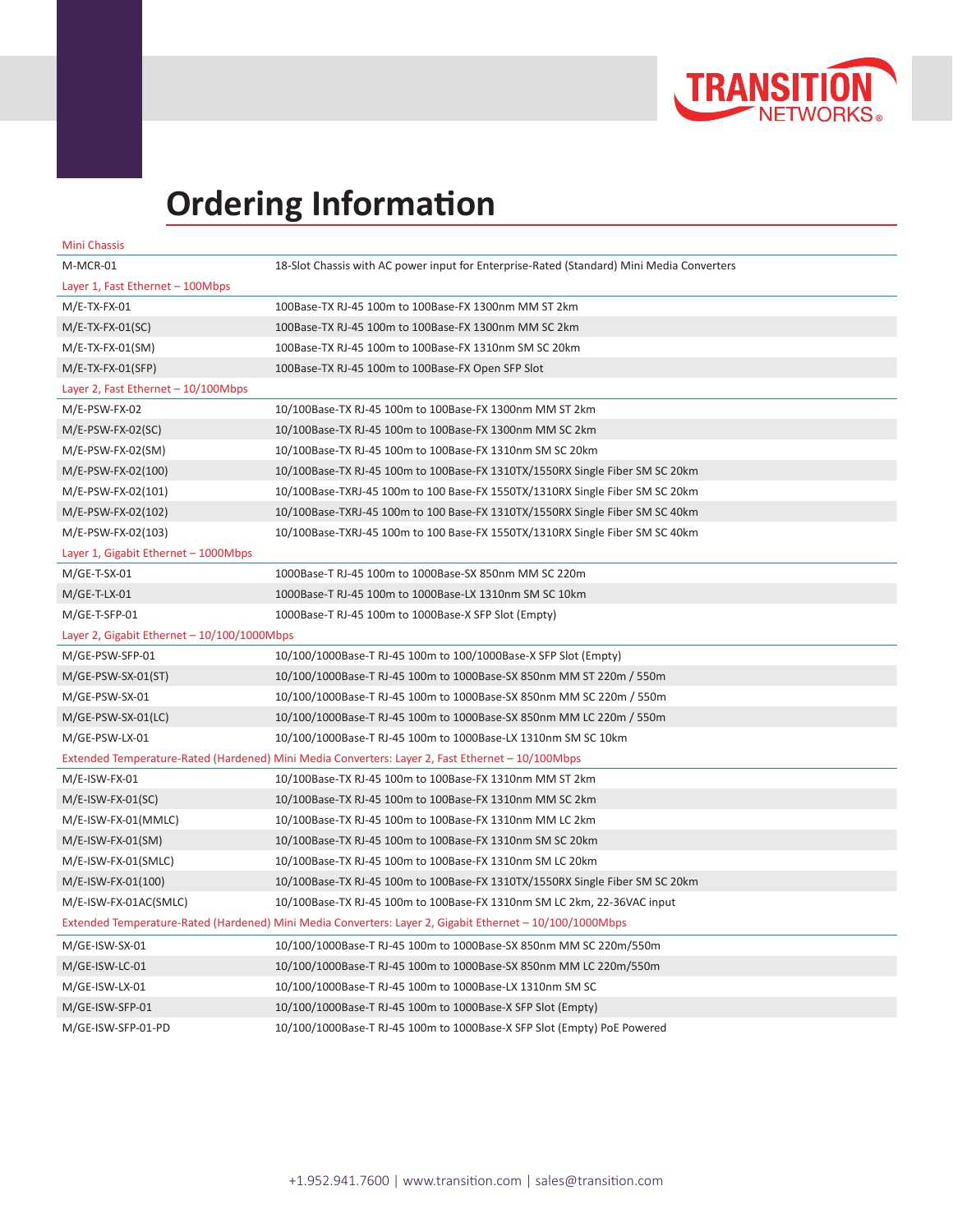# Ordering Information

| | |
|---|---|
| **Mini Chassis** | |
| M-MCR-01 | 18-Slot Chassis with AC power input for Enterprise-Rated (Standard) Mini Media Converters |
| **Layer 1, Fast Ethernet – 100Mbps** | |
| M/E-TX-FX-01 | 100Base-TX RJ-45 100m to 100Base-FX 1300nm MM ST 2km |
| M/E-TX-FX-01(SC) | 100Base-TX RJ-45 100m to 100Base-FX 1300nm MM SC 2km |
| M/E-TX-FX-01(SM) | 100Base-TX RJ-45 100m to 100Base-FX 1310nm SM SC 20km |
| M/E-TX-FX-01(SFP) | 100Base-TX RJ-45 100m to 100Base-FX Open SFP Slot |
| **Layer 2, Fast Ethernet – 10/100Mbps** | |
| M/E-PSW-FX-02 | 10/100Base-TX RJ-45 100m to 100Base-FX 1300nm MM ST 2km |
| M/E-PSW-FX-02(SC) | 10/100Base-TX RJ-45 100m to 100Base-FX 1300nm MM SC 2km |
| M/E-PSW-FX-02(SM) | 10/100Base-TX RJ-45 100m to 100Base-FX 1310nm SM SC 20km |
| M/E-PSW-FX-02(100) | 10/100Base-TX RJ-45 100m to 100Base-FX 1310TX/1550RX Single Fiber SM SC 20km |
| M/E-PSW-FX-02(101) | 10/100Base-TXRJ-45 100m to 100 Base-FX 1550TX/1310RX Single Fiber SM SC 20km |
| M/E-PSW-FX-02(102) | 10/100Base-TXRJ-45 100m to 100 Base-FX 1310TX/1550RX Single Fiber SM SC 40km |
| M/E-PSW-FX-02(103) | 10/100Base-TXRJ-45 100m to 100 Base-FX 1550TX/1310RX Single Fiber SM SC 40km |
| **Layer 1, Gigabit Ethernet – 1000Mbps** | |
| M/GE-T-SX-01 | 1000Base-T RJ-45 100m to 1000Base-SX 850nm MM SC 220m |
| M/GE-T-LX-01 | 1000Base-T RJ-45 100m to 1000Base-LX 1310nm SM SC 10km |
| M/GE-T-SFP-01 | 1000Base-T RJ-45 100m to 1000Base-X SFP Slot (Empty) |
| **Layer 2, Gigabit Ethernet – 10/100/1000Mbps** | |
| M/GE-PSW-SFP-01 | 10/100/1000Base-T RJ-45 100m to 100/1000Base-X SFP Slot (Empty) |
| M/GE-PSW-SX-01(ST) | 10/100/1000Base-T RJ-45 100m to 1000Base-SX 850nm MM ST 220m / 550m |
| M/GE-PSW-SX-01 | 10/100/1000Base-T RJ-45 100m to 1000Base-SX 850nm MM SC 220m / 550m |
| M/GE-PSW-SX-01(LC) | 10/100/1000Base-T RJ-45 100m to 1000Base-SX 850nm MM LC 220m / 550m |
| M/GE-PSW-LX-01 | 10/100/1000Base-T RJ-45 100m to 1000Base-LX 1310nm SM SC 10km |
| **Extended Temperature-Rated (Hardened) Mini Media Converters: Layer 2, Fast Ethernet – 10/100Mbps** | |
| M/E-ISW-FX-01 | 10/100Base-TX RJ-45 100m to 100Base-FX 1310nm MM ST 2km |
| M/E-ISW-FX-01(SC) | 10/100Base-TX RJ-45 100m to 100Base-FX 1310nm MM SC 2km |
| M/E-ISW-FX-01(MMLC) | 10/100Base-TX RJ-45 100m to 100Base-FX 1310nm MM LC 2km |
| M/E-ISW-FX-01(SM) | 10/100Base-TX RJ-45 100m to 100Base-FX 1310nm SM SC 20km |
| M/E-ISW-FX-01(SMLC) | 10/100Base-TX RJ-45 100m to 100Base-FX 1310nm SM LC 20km |
| M/E-ISW-FX-01(100) | 10/100Base-TX RJ-45 100m to 100Base-FX 1310TX/1550RX Single Fiber SM SC 20km |
| M/E-ISW-FX-01AC(SMLC) | 10/100Base-TX RJ-45 100m to 100Base-FX 1310nm SM LC 2km, 22-36VAC input |
| **Extended Temperature-Rated (Hardened) Mini Media Converters: Layer 2, Gigabit Ethernet – 10/100/1000Mbps** | |
| M/GE-ISW-SX-01 | 10/100/1000Base-T RJ-45 100m to 1000Base-SX 850nm MM SC 220m/550m |
| M/GE-ISW-LC-01 | 10/100/1000Base-T RJ-45 100m to 1000Base-SX 850nm MM LC 220m/550m |
| M/GE-ISW-LX-01 | 10/100/1000Base-T RJ-45 100m to 1000Base-LX 1310nm SM SC |
| M/GE-ISW-SFP-01 | 10/100/1000Base-T RJ-45 100m to 1000Base-X SFP Slot (Empty) |
| M/GE-ISW-SFP-01-PD | 10/100/1000Base-T RJ-45 100m to 1000Base-X SFP Slot (Empty) PoE Powered |

+1.952.941.7600 | www.transition.com | sales@transition.com